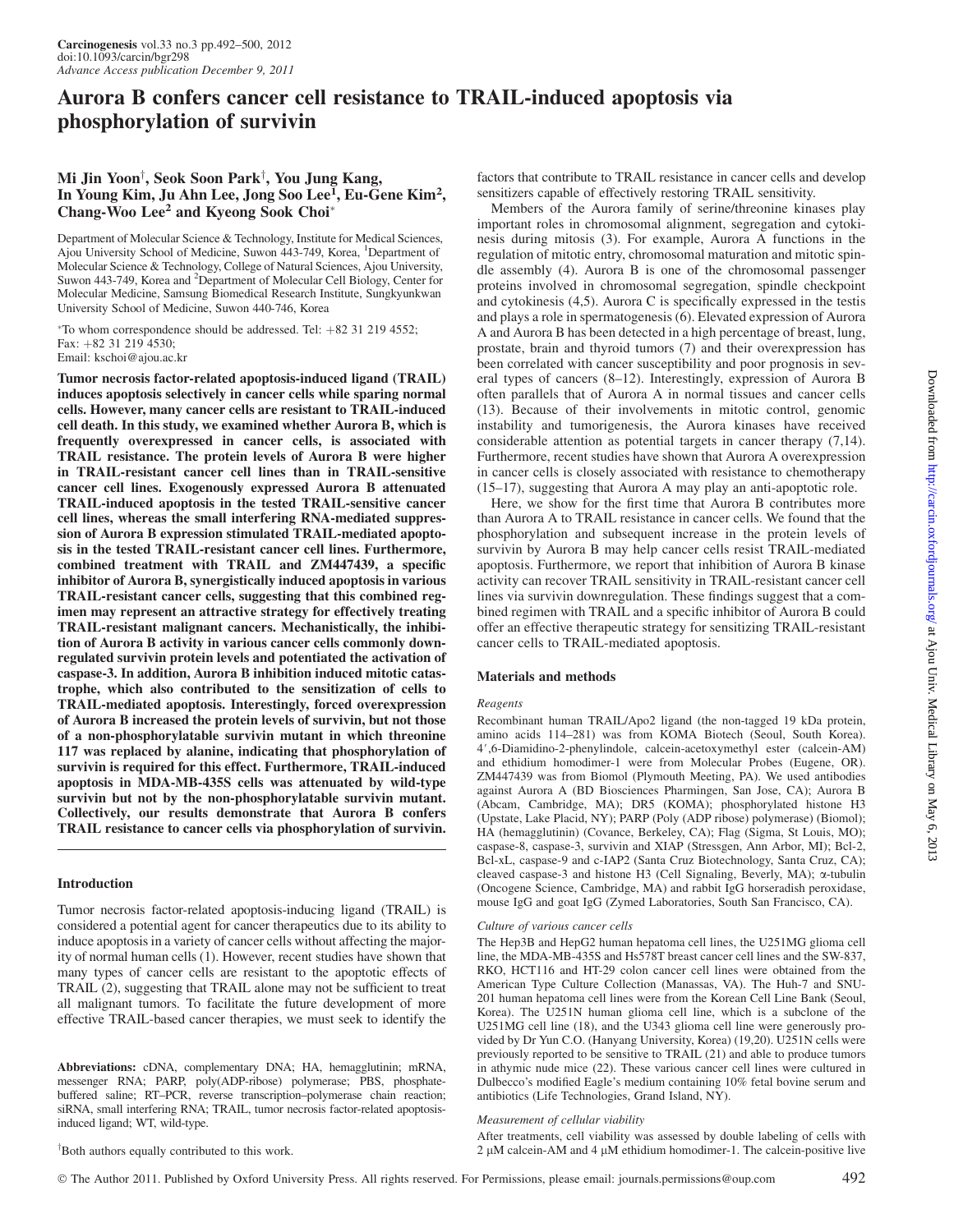# Aurora B confers cancer cell resistance to TRAIL-induced apoptosis via phosphorylation of survivin

**Mi Jin Yoon[†], Seok Soon Park[†], You Jung Kang, In Young Kim, Ju Ahn Lee, Jong Soo Lee[1], Eu-Gene Kim[2], Chang-Woo Lee[2] and Kyeong Sook Choi***

Department of Molecular Science & Technology, Institute for Medical Sciences, Ajou University School of Medicine, Suwon 443-749, Korea, [1]Department of Molecular Science & Technology, College of Natural Sciences, Ajou University, Suwon 443-749, Korea and [2]Department of Molecular Cell Biology, Center for Molecular Medicine, Samsung Biomedical Research Institute, Sungkyunkwan University School of Medicine, Suwon 440-746, Korea

*To whom correspondence should be addressed. Tel: +82 31 219 4552; Fax: +82 31 219 4530; Email: kschoi@ajou.ac.kr

**Tumor necrosis factor-related apoptosis-induced ligand (TRAIL) induces apoptosis selectively in cancer cells while sparing normal cells. However, many cancer cells are resistant to TRAIL-induced cell death. In this study, we examined whether Aurora B, which is frequently overexpressed in cancer cells, is associated with TRAIL resistance. The protein levels of Aurora B were higher in TRAIL-resistant cancer cell lines than in TRAIL-sensitive cancer cell lines. Exogenously expressed Aurora B attenuated TRAIL-induced apoptosis in the tested TRAIL-sensitive cancer cell lines, whereas the small interfering RNA-mediated suppression of Aurora B expression stimulated TRAIL-mediated apoptosis in the tested TRAIL-resistant cancer cell lines. Furthermore, combined treatment with TRAIL and ZM447439, a specific inhibitor of Aurora B, synergistically induced apoptosis in various TRAIL-resistant cancer cells, suggesting that this combined regimen may represent an attractive strategy for effectively treating TRAIL-resistant malignant cancers. Mechanistically, the inhibition of Aurora B activity in various cancer cells commonly downregulated survivin protein levels and potentiated the activation of caspase-3. In addition, Aurora B inhibition induced mitotic catastrophe, which also contributed to the sensitization of cells to TRAIL-mediated apoptosis. Interestingly, forced overexpression of Aurora B increased the protein levels of survivin, but not those of a non-phosphorylatable survivin mutant in which threonine 117 was replaced by alanine, indicating that phosphorylation of survivin is required for this effect. Furthermore, TRAIL-induced apoptosis in MDA-MB-435S cells was attenuated by wild-type survivin but not by the non-phosphorylatable survivin mutant. Collectively, our results demonstrate that Aurora B confers TRAIL resistance to cancer cells via phosphorylation of survivin.**

## Introduction

Tumor necrosis factor-related apoptosis-inducing ligand (TRAIL) is considered a potential agent for cancer therapeutics due to its ability to induce apoptosis in a variety of cancer cells without affecting the majority of normal human cells (1). However, recent studies have shown that many types of cancer cells are resistant to the apoptotic effects of TRAIL (2), suggesting that TRAIL alone may not be sufficient to treat all malignant tumors. To facilitate the future development of more effective TRAIL-based cancer therapies, we must seek to identify the factors that contribute to TRAIL resistance in cancer cells and develop sensitizers capable of effectively restoring TRAIL sensitivity.

Members of the Aurora family of serine/threonine kinases play important roles in chromosomal alignment, segregation and cytokinesis during mitosis (3). For example, Aurora A functions in the regulation of mitotic entry, chromosomal maturation and mitotic spindle assembly (4). Aurora B is one of the chromosomal passenger proteins involved in chromosomal segregation, spindle checkpoint and cytokinesis (4,5). Aurora C is specifically expressed in the testis and plays a role in spermatogenesis (6). Elevated expression of Aurora A and Aurora B has been detected in a high percentage of breast, lung, prostate, brain and thyroid tumors (7) and their overexpression has been correlated with cancer susceptibility and poor prognosis in several types of cancers (8–12). Interestingly, expression of Aurora B often parallels that of Aurora A in normal tissues and cancer cells (13). Because of their involvements in mitotic control, genomic instability and tumorigenesis, the Aurora kinases have received considerable attention as potential targets in cancer therapy (7,14). Furthermore, recent studies have shown that Aurora A overexpression in cancer cells is closely associated with resistance to chemotherapy (15–17), suggesting that Aurora A may play an anti-apoptotic role.

Here, we show for the first time that Aurora B contributes more than Aurora A to TRAIL resistance in cancer cells. We found that the phosphorylation and subsequent increase in the protein levels of survivin by Aurora B may help cancer cells resist TRAIL-mediated apoptosis. Furthermore, we report that inhibition of Aurora B kinase activity can recover TRAIL sensitivity in TRAIL-resistant cancer cell lines via survivin downregulation. These findings suggest that a combined regimen with TRAIL and a specific inhibitor of Aurora B could offer an effective therapeutic strategy for sensitizing TRAIL-resistant cancer cells to TRAIL-mediated apoptosis.

## Materials and methods

### Reagents

Recombinant human TRAIL/Apo2 ligand (the non-tagged 19 kDa protein, amino acids 114–281) was from KOMA Biotech (Seoul, South Korea). 4′,6-Diamidino-2-phenylindole, calcein-acetoxymethyl ester (calcein-AM) and ethidium homodimer-1 were from Molecular Probes (Eugene, OR). ZM447439 was from Biomol (Plymouth Meeting, PA). We used antibodies against Aurora A (BD Biosciences Pharmingen, San Jose, CA); Aurora B (Abcam, Cambridge, MA); DR5 (KOMA); phosphorylated histone H3 (Upstate, Lake Placid, NY); PARP (Poly (ADP ribose) polymerase) (Biomol); HA (hemagglutinin) (Covance, Berkeley, CA); Flag (Sigma, St Louis, MO); caspase-8, caspase-3, survivin and XIAP (Stressgen, Ann Arbor, MI); Bcl-2, Bcl-xL, caspase-9 and c-IAP2 (Santa Cruz Biotechnology, Santa Cruz, CA); cleaved caspase-3 and histone H3 (Cell Signaling, Beverly, MA); α-tubulin (Oncogene Science, Cambridge, MA) and rabbit IgG horseradish peroxidase, mouse IgG and goat IgG (Zymed Laboratories, South San Francisco, CA).

### Culture of various cancer cells

The Hep3B and HepG2 human hepatoma cell lines, the U251MG glioma cell line, the MDA-MB-435S and Hs578T breast cancer cell lines and the SW-837, RKO, HCT116 and HT-29 colon cancer cell lines were obtained from the American Type Culture Collection (Manassas, VA). The Huh-7 and SNU-201 human hepatoma cell lines were from the Korean Cell Line Bank (Seoul, Korea). The U251N human glioma cell line, which is a subclone of the U251MG cell line (18), and the U343 glioma cell line were generously provided by Dr Yun C.O. (Hanyang University, Korea) (19,20). U251N cells were previously reported to be sensitive to TRAIL (21) and able to produce tumors in athymic nude mice (22). These various cancer cell lines were cultured in Dulbecco's modified Eagle's medium containing 10% fetal bovine serum and antibiotics (Life Technologies, Grand Island, NY).

### Measurement of cellular viability

After treatments, cell viability was assessed by double labeling of cells with 2 μM calcein-AM and 4 μM ethidium homodimer-1. The calcein-positive live

**Abbreviations:** cDNA, complementary DNA; HA, hemagglutinin; mRNA, messenger RNA; PARP, poly(ADP-ribose) polymerase; PBS, phosphate-buffered saline; RT–PCR, reverse transcription–polymerase chain reaction; siRNA, small interfering RNA; TRAIL, tumor necrosis factor-related apoptosis-induced ligand; WT, wild-type.

[†]Both authors equally contributed to this work.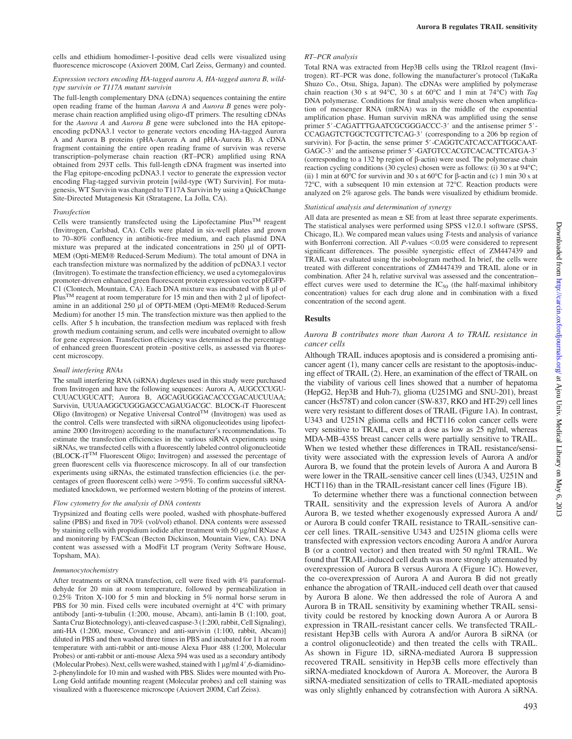cells and ethidium homodimer-1-positive dead cells were visualized using fluorescence microscope (Axiovert 200M, Carl Zeiss, Germany) and counted.

### *Expression vectors encoding HA-tagged aurora A, HA-tagged aurora B, wild-type survivin or T117A mutant survivin*

The full-length complementary DNA (cDNA) sequences containing the entire open reading frame of the human *Aurora A* and *Aurora B* genes were polymerase chain reaction amplified using oligo-dT primers. The resulting cDNAs for the *Aurora A* and *Aurora B* gene were subcloned into the HA epitope-encoding pcDNA3.1 vector to generate vectors encoding HA-tagged Aurora A and Aurora B proteins (pHA-Aurora A and pHA-Aurora B). A cDNA fragment containing the entire open reading frame of survivin was reverse transcription–polymerase chain reaction (RT–PCR) amplified using RNA obtained from 293T cells. This full-length cDNA fragment was inserted into the Flag epitope-encoding pcDNA3.1 vector to generate the expression vector encoding Flag-tagged survivin protein [wild-type (WT) Survivin]. For mutagenesis, WT Survivin was changed to T117A Survivin by using a QuickChange Site-Directed Mutagenesis Kit (Stratagene, La Jolla, CA).

### *Transfection*

Cells were transiently transfected using the Lipofectamine Plus™ reagent (Invitrogen, Carlsbad, CA). Cells were plated in six-well plates and grown to 70–80% confluency in antibiotic-free medium, and each plasmid DNA mixture was prepared at the indicated concentrations in 250 μl of OPTI-MEM (Opti-MEM® Reduced-Serum Medium). The total amount of DNA in each transfection mixture was normalized by the addition of pcDNA3.1 vector (Invitrogen). To estimate the transfection efficiency, we used a cytomegalovirus promoter-driven enhanced green fluorescent protein expression vector pEGFP-C1 (Clontech, Mountain, CA). Each DNA mixture was incubated with 8 μl of Plus™ reagent at room temperature for 15 min and then with 2 μl of lipofectamine in an additional 250 μl of OPTI-MEM (Opti-MEM® Reduced-Serum Medium) for another 15 min. The transfection mixture was then applied to the cells. After 5 h incubation, the transfection medium was replaced with fresh growth medium containing serum, and cells were incubated overnight to allow for gene expression. Transfection efficiency was determined as the percentage of enhanced green fluorescent protein -positive cells, as assessed via fluorescent microscopy.

### *Small interfering RNAs*

The small interfering RNA (siRNA) duplexes used in this study were purchased from Invitrogen and have the following sequences: Aurora A, AUGCCCUGU-CUUACUGUCAUU; Aurora B, AGCAGUGGGACACCCGACAUCUUAA; Survivin, UUUAAGGCUGGGAGCCAGAUGACGC. BLOCK-iT Fluorescent Oligo (Invitrogen) or Negative Universal Control™ (Invitrogen) was used as the control. Cells were transfected with siRNA oligonucleotides using lipofectamine 2000 (Invitrogen) according to the manufacturer's recommendations. To estimate the transfection efficiencies in the various siRNA experiments using siRNAs, we transfected cells with a fluorescently labeled control oligonucleotide (BLOCK-iT™ Fluorescent Oligo; Invitrogen) and assessed the percentage of green fluorescent cells via fluorescence microscopy. In all of our transfection experiments using siRNAs, the estimated transfection efficiencies (i.e. the percentages of green fluorescent cells) were >95%. To confirm successful siRNA-mediated knockdown, we performed western blotting of the proteins of interest.

### *Flow cytometry for the analysis of DNA contents*

Trypsinized and floating cells were pooled, washed with phosphate-buffered saline (PBS) and fixed in 70% (vol/vol) ethanol. DNA contents were assessed by staining cells with propidium iodide after treatment with 50 μg/ml RNase A and monitoring by FACScan (Becton Dickinson, Mountain View, CA). DNA content was assessed with a ModFit LT program (Verity Software House, Topsham, MA).

### *Immunocytochemistry*

After treatments or siRNA transfection, cell were fixed with 4% paraformaldehyde for 20 min at room temperature, followed by permeabilization in 0.25% Triton X-100 for 5 min and blocking in 5% normal horse serum in PBS for 30 min. Fixed cells were incubated overnight at 4°C with primary antibody [anti-α-tubulin (1:200, mouse, Abcam), anti-lamin B (1:100, goat, Santa Cruz Biotechnology), anti-cleaved caspase-3 (1:200, rabbit, Cell Signaling), anti-HA (1:200, mouse, Covance) and anti-survivin (1:100, rabbit, Abcam)] diluted in PBS and then washed three times in PBS and incubated for 1 h at room temperature with anti-rabbit or anti-mouse Alexa Fluor 488 (1:200, Molecular Probes) or anti-rabbit or anti-mouse Alexa 594 was used as a secondary antibody (Molecular Probes). Next, cells were washed, stained with 1 μg/ml 4′,6-diamidino-2-phenylindole for 10 min and washed with PBS. Slides were mounted with Pro-Long Gold antifade mounting reagent (Molecular probes) and cell staining was visualized with a fluorescence microscope (Axiovert 200M, Carl Zeiss).

### *RT–PCR analysis*

Total RNA was extracted from Hep3B cells using the TRIzol reagent (Invitrogen). RT–PCR was done, following the manufacturer's protocol (TaKaRa Shuzo Co., Otsu, Shiga, Japan). The cDNAs were amplified by polymerase chain reaction (30 s at 94°C, 30 s at 60°C and 1 min at 74°C) with *Taq* DNA polymerase. Conditions for final analysis were chosen when amplification of messenger RNA (mRNA) was in the middle of the exponential amplification phase. Human survivin mRNA was amplified using the sense primer 5′-CAGATTTGAATCGCGGGACCC-3′ and the antisense primer 5′-CCAGAGTCTGGCTCGTTCTCAG-3′ (corresponding to a 206 bp region of survivin). For β-actin, the sense primer 5′-CAGGTCATCACCATTGGCAAT-GAGC-3′ and the antisense primer 5′-GATGTCCACGTCACACTTCATGA-3′ (corresponding to a 132 bp region of β-actin) were used. The polymerase chain reaction cycling conditions (30 cycles) chosen were as follows: (i) 30 s at 94°C; (ii) 1 min at 60°C for survivin and 30 s at 60°C for β-actin and (c) 1 min 30 s at 72°C, with a subsequent 10 min extension at 72°C. Reaction products were analyzed on 2% agarose gels. The bands were visualized by ethidium bromide.

### *Statistical analysis and determination of synergy*

All data are presented as mean ± SE from at least three separate experiments. The statistical analyses were performed using SPSS v12.0.1 software (SPSS, Chicago, IL). We compared mean values using *T*-tests and analysis of variance with Bonferroni correction. All *P*-values <0.05 were considered to represent significant differences. The possible synergistic effect of ZM447439 and TRAIL was evaluated using the isobologram method. In brief, the cells were treated with different concentrations of ZM447439 and TRAIL alone or in combination. After 24 h, relative survival was assessed and the concentration–effect curves were used to determine the $IC_{50}$ (the half-maximal inhibitory concentration) values for each drug alone and in combination with a fixed concentration of the second agent.

## Results

### *Aurora B contributes more than Aurora A to TRAIL resistance in cancer cells*

Although TRAIL induces apoptosis and is considered a promising anticancer agent (1), many cancer cells are resistant to the apoptosis-inducing effect of TRAIL (2). Here, an examination of the effect of TRAIL on the viability of various cell lines showed that a number of hepatoma (HepG2, Hep3B and Huh-7), glioma (U251MG and SNU-201), breast cancer (Hs578T) and colon cancer (SW-837, RKO and HT-29) cell lines were very resistant to different doses of TRAIL (Figure 1A). In contrast, U343 and U251N glioma cells and HCT116 colon cancer cells were very sensitive to TRAIL, even at a dose as low as 25 ng/ml, whereas MDA-MB-435S breast cancer cells were partially sensitive to TRAIL. When we tested whether these differences in TRAIL resistance/sensitivity were associated with the expression levels of Aurora A and/or Aurora B, we found that the protein levels of Aurora A and Aurora B were lower in the TRAIL-sensitive cancer cell lines (U343, U251N and HCT116) than in the TRAIL-resistant cancer cell lines (Figure 1B).

To determine whether there was a functional connection between TRAIL sensitivity and the expression levels of Aurora A and/or Aurora B, we tested whether exogenously expressed Aurora A and/or Aurora B could confer TRAIL resistance to TRAIL-sensitive cancer cell lines. TRAIL-sensitive U343 and U251N glioma cells were transfected with expression vectors encoding Aurora A and/or Aurora B (or a control vector) and then treated with 50 ng/ml TRAIL. We found that TRAIL-induced cell death was more strongly attenuated by overexpression of Aurora B versus Aurora A (Figure 1C). However, the co-overexpression of Aurora A and Aurora B did not greatly enhance the abrogation of TRAIL-induced cell death over that caused by Aurora B alone. We then addressed the role of Aurora A and Aurora B in TRAIL sensitivity by examining whether TRAIL sensitivity could be restored by knocking down Aurora A or Aurora B expression in TRAIL-resistant cancer cells. We transfected TRAIL-resistant Hep3B cells with Aurora A and/or Aurora B siRNA (or a control oligonucleotide) and then treated the cells with TRAIL. As shown in Figure 1D, siRNA-mediated Aurora B suppression recovered TRAIL sensitivity in Hep3B cells more effectively than siRNA-mediated knockdown of Aurora A. Moreover, the Aurora B siRNA-mediated sensitization of cells to TRAIL-mediated apoptosis was only slightly enhanced by cotransfection with Aurora A siRNA.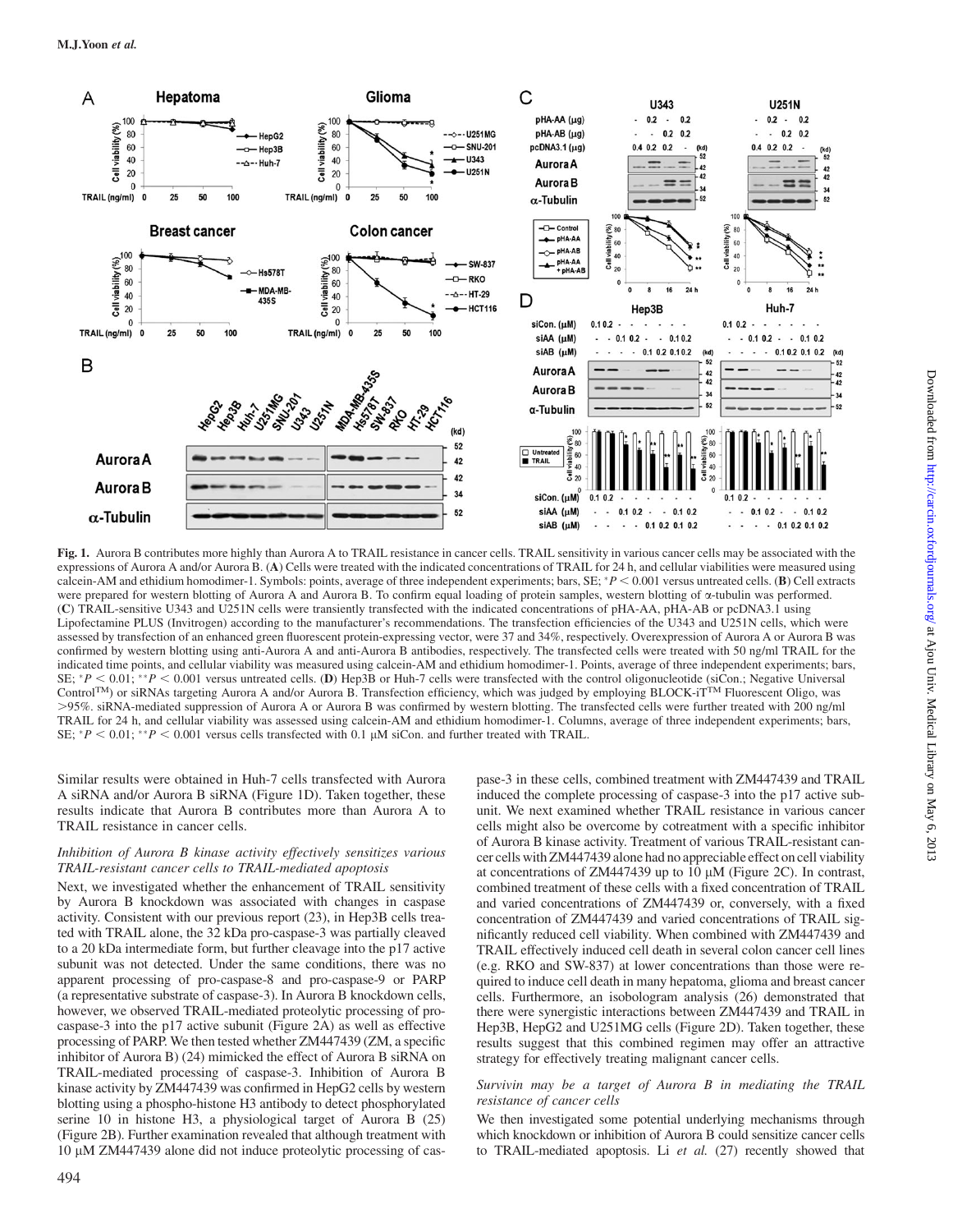**Fig. 1.** Aurora B contributes more highly than Aurora A to TRAIL resistance in cancer cells. TRAIL sensitivity in various cancer cells may be associated with the expressions of Aurora A and/or Aurora B. (**A**) Cells were treated with the indicated concentrations of TRAIL for 24 h, and cellular viabilities were measured using calcein-AM and ethidium homodimer-1. Symbols: points, average of three independent experiments; bars, SE; $^{*}P < 0.001$ versus untreated cells. (**B**) Cell extracts were prepared for western blotting of Aurora A and Aurora B. To confirm equal loading of protein samples, western blotting of α-tubulin was performed. (**C**) TRAIL-sensitive U343 and U251N cells were transiently transfected with the indicated concentrations of pHA-AA, pHA-AB or pcDNA3.1 using Lipofectamine PLUS (Invitrogen) according to the manufacturer's recommendations. The transfection efficiencies of the U343 and U251N cells, which were assessed by transfection of an enhanced green fluorescent protein-expressing vector, were 37 and 34%, respectively. Overexpression of Aurora A or Aurora B was confirmed by western blotting using anti-Aurora A and anti-Aurora B antibodies, respectively. The transfected cells were treated with 50 ng/ml TRAIL for the indicated time points, and cellular viability was measured using calcein-AM and ethidium homodimer-1. Points, average of three independent experiments; bars, SE; $^{*}P < 0.01$; $^{**}P < 0.001$ versus untreated cells. (**D**) Hep3B or Huh-7 cells were transfected with the control oligonucleotide (siCon.; Negative Universal Control™) or siRNAs targeting Aurora A and/or Aurora B. Transfection efficiency, which was judged by employing BLOCK-iT™ Fluorescent Oligo, was >95%. siRNA-mediated suppression of Aurora A or Aurora B was confirmed by western blotting. The transfected cells were further treated with 200 ng/ml TRAIL for 24 h, and cellular viability was assessed using calcein-AM and ethidium homodimer-1. Columns, average of three independent experiments; bars, SE; $^{*}P < 0.01$; $^{**}P < 0.001$ versus cells transfected with 0.1 μM siCon. and further treated with TRAIL.

Similar results were obtained in Huh-7 cells transfected with Aurora A siRNA and/or Aurora B siRNA (Figure 1D). Taken together, these results indicate that Aurora B contributes more than Aurora A to TRAIL resistance in cancer cells.

### *Inhibition of Aurora B kinase activity effectively sensitizes various TRAIL-resistant cancer cells to TRAIL-mediated apoptosis*

Next, we investigated whether the enhancement of TRAIL sensitivity by Aurora B knockdown was associated with changes in caspase activity. Consistent with our previous report (23), in Hep3B cells treated with TRAIL alone, the 32 kDa pro-caspase-3 was partially cleaved to a 20 kDa intermediate form, but further cleavage into the p17 active subunit was not detected. Under the same conditions, there was no apparent processing of pro-caspase-8 and pro-caspase-9 or PARP (a representative substrate of caspase-3). In Aurora B knockdown cells, however, we observed TRAIL-mediated proteolytic processing of pro-caspase-3 into the p17 active subunit (Figure 2A) as well as effective processing of PARP. We then tested whether ZM447439 (ZM, a specific inhibitor of Aurora B) (24) mimicked the effect of Aurora B siRNA on TRAIL-mediated processing of caspase-3. Inhibition of Aurora B kinase activity by ZM447439 was confirmed in HepG2 cells by western blotting using a phospho-histone H3 antibody to detect phosphorylated serine 10 in histone H3, a physiological target of Aurora B (25) (Figure 2B). Further examination revealed that although treatment with 10 μM ZM447439 alone did not induce proteolytic processing of caspase-3 in these cells, combined treatment with ZM447439 and TRAIL induced the complete processing of caspase-3 into the p17 active subunit. We next examined whether TRAIL resistance in various cancer cells might also be overcome by cotreatment with a specific inhibitor of Aurora B kinase activity. Treatment of various TRAIL-resistant cancer cells with ZM447439 alone had no appreciable effect on cell viability at concentrations of ZM447439 up to 10 μM (Figure 2C). In contrast, combined treatment of these cells with a fixed concentration of TRAIL and varied concentrations of ZM447439 or, conversely, with a fixed concentration of ZM447439 and varied concentrations of TRAIL significantly reduced cell viability. When combined with ZM447439 and TRAIL effectively induced cell death in several colon cancer cell lines (e.g. RKO and SW-837) at lower concentrations than those were required to induce cell death in many hepatoma, glioma and breast cancer cells. Furthermore, an isobologram analysis (26) demonstrated that there were synergistic interactions between ZM447439 and TRAIL in Hep3B, HepG2 and U251MG cells (Figure 2D). Taken together, these results suggest that this combined regimen may offer an attractive strategy for effectively treating malignant cancer cells.

### *Survivin may be a target of Aurora B in mediating the TRAIL resistance of cancer cells*

We then investigated some potential underlying mechanisms through which knockdown or inhibition of Aurora B could sensitize cancer cells to TRAIL-mediated apoptosis. Li *et al.* (27) recently showed that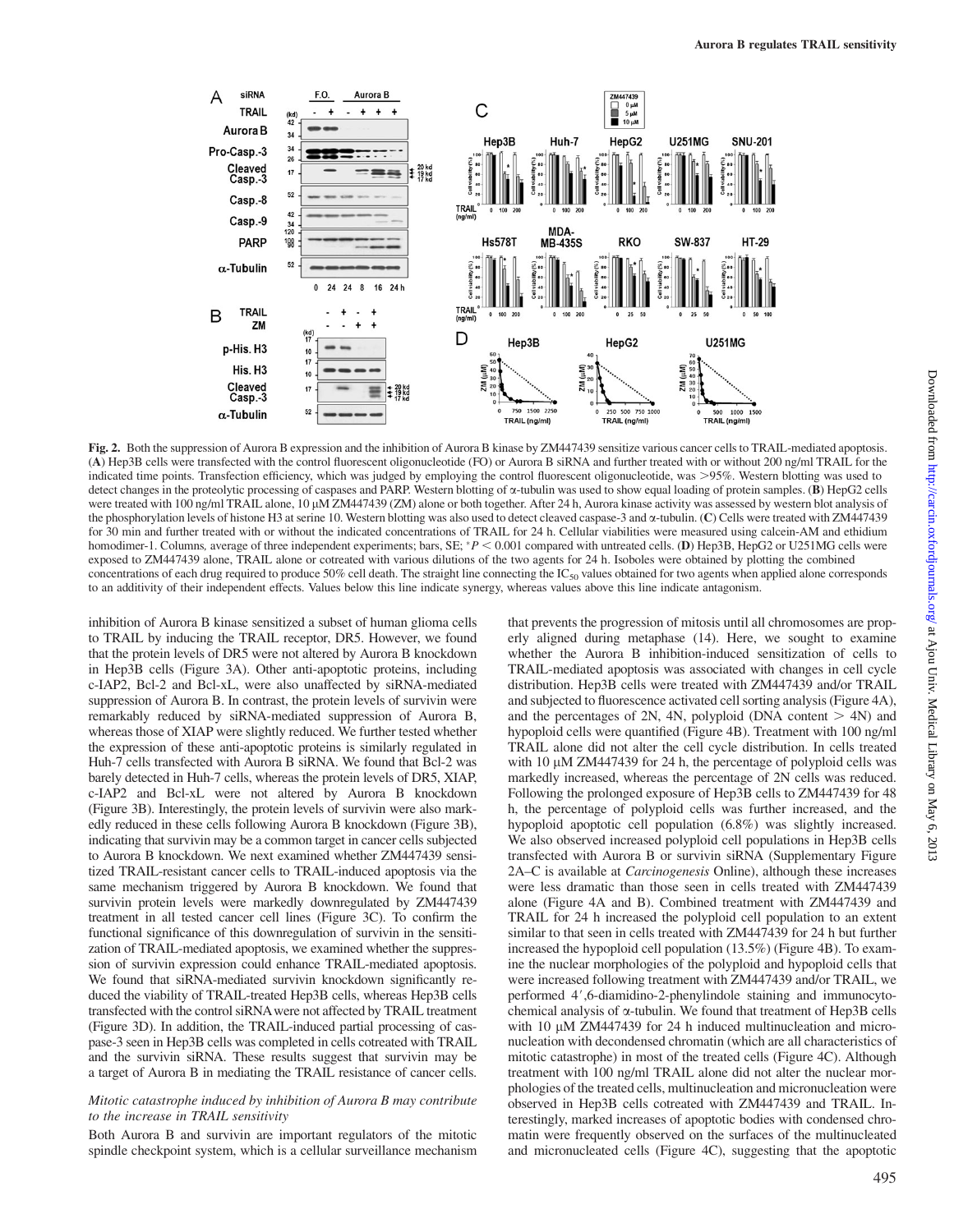**Fig. 2.** Both the suppression of Aurora B expression and the inhibition of Aurora B kinase by ZM447439 sensitize various cancer cells to TRAIL-mediated apoptosis. (**A**) Hep3B cells were transfected with the control fluorescent oligonucleotide (FO) or Aurora B siRNA and further treated with or without 200 ng/ml TRAIL for the indicated time points. Transfection efficiency, which was judged by employing the control fluorescent oligonucleotide, was >95%. Western blotting was used to detect changes in the proteolytic processing of caspases and PARP. Western blotting of α-tubulin was used to show equal loading of protein samples. (**B**) HepG2 cells were treated with 100 ng/ml TRAIL alone, 10 μM ZM447439 (ZM) alone or both together. After 24 h, Aurora kinase activity was assessed by western blot analysis of the phosphorylation levels of histone H3 at serine 10. Western blotting was also used to detect cleaved caspase-3 and α-tubulin. (**C**) Cells were treated with ZM447439 for 30 min and further treated with or without the indicated concentrations of TRAIL for 24 h. Cellular viabilities were measured using calcein-AM and ethidium homodimer-1. Columns, average of three independent experiments; bars, SE; $^{*}P < 0.001$ compared with untreated cells. (**D**) Hep3B, HepG2 or U251MG cells were exposed to ZM447439 alone, TRAIL alone or cotreated with various dilutions of the two agents for 24 h. Isoboles were obtained by plotting the combined concentrations of each drug required to produce 50% cell death. The straight line connecting the $IC_{50}$ values obtained for two agents when applied alone corresponds to an additivity of their independent effects. Values below this line indicate synergy, whereas values above this line indicate antagonism.

inhibition of Aurora B kinase sensitized a subset of human glioma cells to TRAIL by inducing the TRAIL receptor, DR5. However, we found that the protein levels of DR5 were not altered by Aurora B knockdown in Hep3B cells (Figure 3A). Other anti-apoptotic proteins, including c-IAP2, Bcl-2 and Bcl-xL, were also unaffected by siRNA-mediated suppression of Aurora B. In contrast, the protein levels of survivin were remarkably reduced by siRNA-mediated suppression of Aurora B, whereas those of XIAP were slightly reduced. We further tested whether the expression of these anti-apoptotic proteins is similarly regulated in Huh-7 cells transfected with Aurora B siRNA. We found that Bcl-2 was barely detected in Huh-7 cells, whereas the protein levels of DR5, XIAP, c-IAP2 and Bcl-xL were not altered by Aurora B knockdown (Figure 3B). Interestingly, the protein levels of survivin were also markedly reduced in these cells following Aurora B knockdown (Figure 3B), indicating that survivin may be a common target in cancer cells subjected to Aurora B knockdown. We next examined whether ZM447439 sensitized TRAIL-resistant cancer cells to TRAIL-induced apoptosis via the same mechanism triggered by Aurora B knockdown. We found that survivin protein levels were markedly downregulated by ZM447439 treatment in all tested cancer cell lines (Figure 3C). To confirm the functional significance of this downregulation of survivin in the sensitization of TRAIL-mediated apoptosis, we examined whether the suppression of survivin expression could enhance TRAIL-mediated apoptosis. We found that siRNA-mediated survivin knockdown significantly reduced the viability of TRAIL-treated Hep3B cells, whereas Hep3B cells transfected with the control siRNA were not affected by TRAIL treatment (Figure 3D). In addition, the TRAIL-induced partial processing of caspase-3 seen in Hep3B cells was completed in cells cotreated with TRAIL and the survivin siRNA. These results suggest that survivin may be a target of Aurora B in mediating the TRAIL resistance of cancer cells.

### *Mitotic catastrophe induced by inhibition of Aurora B may contribute to the increase in TRAIL sensitivity*

Both Aurora B and survivin are important regulators of the mitotic spindle checkpoint system, which is a cellular surveillance mechanism that prevents the progression of mitosis until all chromosomes are properly aligned during metaphase (14). Here, we sought to examine whether the Aurora B inhibition-induced sensitization of cells to TRAIL-mediated apoptosis was associated with changes in cell cycle distribution. Hep3B cells were treated with ZM447439 and/or TRAIL and subjected to fluorescence activated cell sorting analysis (Figure 4A), and the percentages of 2N, 4N, polyploid (DNA content > 4N) and hypoploid cells were quantified (Figure 4B). Treatment with 100 ng/ml TRAIL alone did not alter the cell cycle distribution. In cells treated with 10 μM ZM447439 for 24 h, the percentage of polyploid cells was markedly increased, whereas the percentage of 2N cells was reduced. Following the prolonged exposure of Hep3B cells to ZM447439 for 48 h, the percentage of polyploid cells was further increased, and the hypoploid apoptotic cell population (6.8%) was slightly increased. We also observed increased polyploid cell populations in Hep3B cells transfected with Aurora B or survivin siRNA (Supplementary Figure 2A–C is available at *Carcinogenesis* Online), although these increases were less dramatic than those seen in cells treated with ZM447439 alone (Figure 4A and B). Combined treatment with ZM447439 and TRAIL for 24 h increased the polyploid cell population to an extent similar to that seen in cells treated with ZM447439 for 24 h but further increased the hypoploid cell population (13.5%) (Figure 4B). To examine the nuclear morphologies of the polyploid and hypoploid cells that were increased following treatment with ZM447439 and/or TRAIL, we performed 4′,6-diamidino-2-phenylindole staining and immunocytochemical analysis of α-tubulin. We found that treatment of Hep3B cells with 10 μM ZM447439 for 24 h induced multinucleation and micronucleation with decondensed chromatin (which are all characteristics of mitotic catastrophe) in most of the treated cells (Figure 4C). Although treatment with 100 ng/ml TRAIL alone did not alter the nuclear morphologies of the treated cells, multinucleation and micronucleation were observed in Hep3B cells cotreated with ZM447439 and TRAIL. Interestingly, marked increases of apoptotic bodies with condensed chromatin were frequently observed on the surfaces of the multinucleated and micronucleated cells (Figure 4C), suggesting that the apoptotic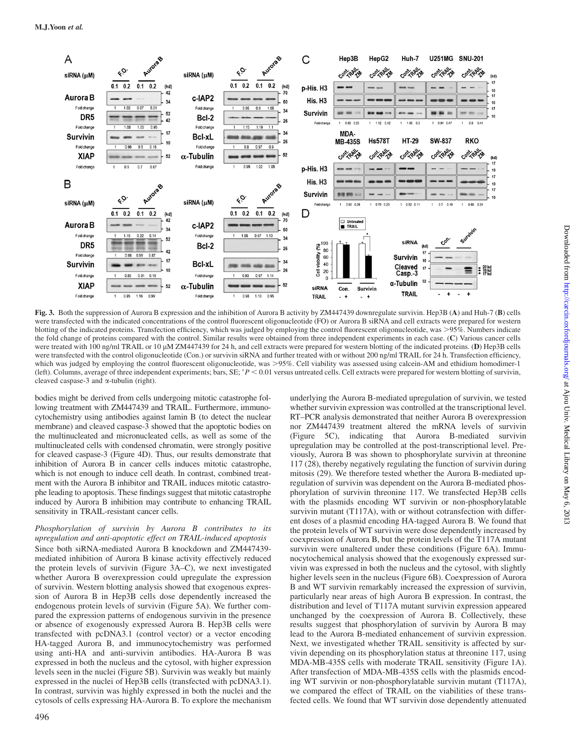**Fig. 3.** Both the suppression of Aurora B expression and the inhibition of Aurora B activity by ZM447439 downregulate survivin. Hep3B (**A**) and Huh-7 (**B**) cells were transfected with the indicated concentrations of the control fluorescent oligonucleotide (FO) or Aurora B siRNA and cell extracts were prepared for western blotting of the indicated proteins. Transfection efficiency, which was judged by employing the control fluorescent oligonucleotide, was >95%. Numbers indicate the fold change of proteins compared with the control. Similar results were obtained from three independent experiments in each case. (**C**) Various cancer cells were treated with 100 ng/ml TRAIL or 10 μM ZM447439 for 24 h, and cell extracts were prepared for western blotting of the indicated proteins. (**D**) Hep3B cells were transfected with the control oligonucleotide (Con.) or survivin siRNA and further treated with or without 200 ng/ml TRAIL for 24 h. Transfection efficiency, which was judged by employing the control fluorescent oligonucleotide, was >95%. Cell viability was assessed using calcein-AM and ethidium homodimer-1 (left). Columns, average of three independent experiments; bars, SE; *$P < 0.01$ versus untreated cells. Cell extracts were prepared for western blotting of survivin, cleaved caspase-3 and α-tubulin (right).

bodies might be derived from cells undergoing mitotic catastrophe following treatment with ZM447439 and TRAIL. Furthermore, immunocytochemistry using antibodies against lamin B (to detect the nuclear membrane) and cleaved caspase-3 showed that the apoptotic bodies on the multinucleated and micronucleated cells, as well as some of the multinucleated cells with condensed chromatin, were strongly positive for cleaved caspase-3 (Figure 4D). Thus, our results demonstrate that inhibition of Aurora B in cancer cells induces mitotic catastrophe, which is not enough to induce cell death. In contrast, combined treatment with the Aurora B inhibitor and TRAIL induces mitotic catastrophe leading to apoptosis. These findings suggest that mitotic catastrophe induced by Aurora B inhibition may contribute to enhancing TRAIL sensitivity in TRAIL-resistant cancer cells.

*Phosphorylation of survivin by Aurora B contributes to its upregulation and anti-apoptotic effect on TRAIL-induced apoptosis*

Since both siRNA-mediated Aurora B knockdown and ZM447439-mediated inhibition of Aurora B kinase activity effectively reduced the protein levels of survivin (Figure 3A–C), we next investigated whether Aurora B overexpression could upregulate the expression of survivin. Western blotting analysis showed that exogenous expression of Aurora B in Hep3B cells dose dependently increased the endogenous protein levels of survivin (Figure 5A). We further compared the expression patterns of endogenous survivin in the presence or absence of exogenously expressed Aurora B. Hep3B cells were transfected with pcDNA3.1 (control vector) or a vector encoding HA-tagged Aurora B, and immunocytochemistry was performed using anti-HA and anti-survivin antibodies. HA-Aurora B was expressed in both the nucleus and the cytosol, with higher expression levels seen in the nuclei (Figure 5B). Survivin was weakly but mainly expressed in the nuclei of Hep3B cells (transfected with pcDNA3.1). In contrast, survivin was highly expressed in both the nuclei and the cytosols of cells expressing HA-Aurora B. To explore the mechanism underlying the Aurora B-mediated upregulation of survivin, we tested whether survivin expression was controlled at the transcriptional level. RT–PCR analysis demonstrated that neither Aurora B overexpression nor ZM447439 treatment altered the mRNA levels of survivin (Figure 5C), indicating that Aurora B-mediated survivin upregulation may be controlled at the post-transcriptional level. Previously, Aurora B was shown to phosphorylate survivin at threonine 117 (28), thereby negatively regulating the function of survivin during mitosis (29). We therefore tested whether the Aurora B-mediated upregulation of survivin was dependent on the Aurora B-mediated phosphorylation of survivin threonine 117. We transfected Hep3B cells with the plasmids encoding WT survivin or non-phosphorylatable survivin mutant (T117A), with or without cotransfection with different doses of a plasmid encoding HA-tagged Aurora B. We found that the protein levels of WT survivin were dose dependently increased by coexpression of Aurora B, but the protein levels of the T117A mutant survivin were unaltered under these conditions (Figure 6A). Immunocytochemical analysis showed that the exogenously expressed survivin was expressed in both the nucleus and the cytosol, with slightly higher levels seen in the nucleus (Figure 6B). Coexpression of Aurora B and WT survivin remarkably increased the expression of survivin, particularly near areas of high Aurora B expression. In contrast, the distribution and level of T117A mutant survivin expression appeared unchanged by the coexpression of Aurora B. Collectively, these results suggest that phosphorylation of survivin by Aurora B may lead to the Aurora B-mediated enhancement of survivin expression. Next, we investigated whether TRAIL sensitivity is affected by survivin depending on its phosphorylation status at threonine 117, using MDA-MB-435S cells with moderate TRAIL sensitivity (Figure 1A). After transfection of MDA-MB-435S cells with the plasmids encoding WT survivin or non-phosphorylatable survivin mutant (T117A), we compared the effect of TRAIL on the viabilities of these transfected cells. We found that WT survivin dose dependently attenuated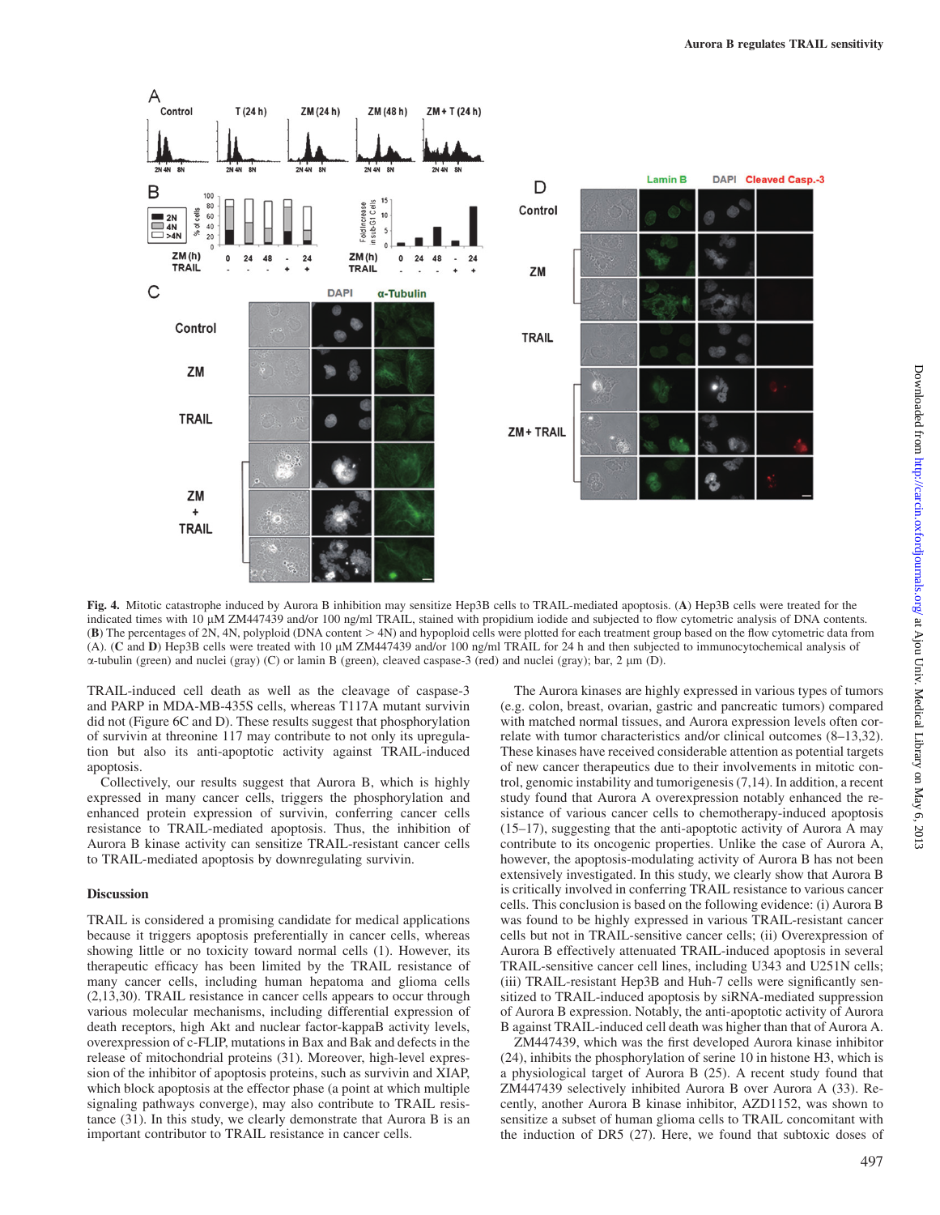**Fig. 4.** Mitotic catastrophe induced by Aurora B inhibition may sensitize Hep3B cells to TRAIL-mediated apoptosis. (**A**) Hep3B cells were treated for the indicated times with 10 μM ZM447439 and/or 100 ng/ml TRAIL, stained with propidium iodide and subjected to flow cytometric analysis of DNA contents. (**B**) The percentages of 2N, 4N, polyploid (DNA content > 4N) and hypoploid cells were plotted for each treatment group based on the flow cytometric data from (A). (**C** and **D**) Hep3B cells were treated with 10 μM ZM447439 and/or 100 ng/ml TRAIL for 24 h and then subjected to immunocytochemical analysis of α-tubulin (green) and nuclei (gray) (C) or lamin B (green), cleaved caspase-3 (red) and nuclei (gray); bar, 2 μm (D).

TRAIL-induced cell death as well as the cleavage of caspase-3 and PARP in MDA-MB-435S cells, whereas T117A mutant survivin did not (Figure 6C and D). These results suggest that phosphorylation of survivin at threonine 117 may contribute to not only its upregulation but also its anti-apoptotic activity against TRAIL-induced apoptosis.

Collectively, our results suggest that Aurora B, which is highly expressed in many cancer cells, triggers the phosphorylation and enhanced protein expression of survivin, conferring cancer cells resistance to TRAIL-mediated apoptosis. Thus, the inhibition of Aurora B kinase activity can sensitize TRAIL-resistant cancer cells to TRAIL-mediated apoptosis by downregulating survivin.

## Discussion

TRAIL is considered a promising candidate for medical applications because it triggers apoptosis preferentially in cancer cells, whereas showing little or no toxicity toward normal cells (1). However, its therapeutic efficacy has been limited by the TRAIL resistance of many cancer cells, including human hepatoma and glioma cells (2,13,30). TRAIL resistance in cancer cells appears to occur through various molecular mechanisms, including differential expression of death receptors, high Akt and nuclear factor-kappaB activity levels, overexpression of c-FLIP, mutations in Bax and Bak and defects in the release of mitochondrial proteins (31). Moreover, high-level expression of the inhibitor of apoptosis proteins, such as survivin and XIAP, which block apoptosis at the effector phase (a point at which multiple signaling pathways converge), may also contribute to TRAIL resistance (31). In this study, we clearly demonstrate that Aurora B is an important contributor to TRAIL resistance in cancer cells.

The Aurora kinases are highly expressed in various types of tumors (e.g. colon, breast, ovarian, gastric and pancreatic tumors) compared with matched normal tissues, and Aurora expression levels often correlate with tumor characteristics and/or clinical outcomes (8–13,32). These kinases have received considerable attention as potential targets of new cancer therapeutics due to their involvements in mitotic control, genomic instability and tumorigenesis (7,14). In addition, a recent study found that Aurora A overexpression notably enhanced the resistance of various cancer cells to chemotherapy-induced apoptosis (15–17), suggesting that the anti-apoptotic activity of Aurora A may contribute to its oncogenic properties. Unlike the case of Aurora A, however, the apoptosis-modulating activity of Aurora B has not been extensively investigated. In this study, we clearly show that Aurora B is critically involved in conferring TRAIL resistance to various cancer cells. This conclusion is based on the following evidence: (i) Aurora B was found to be highly expressed in various TRAIL-resistant cancer cells but not in TRAIL-sensitive cancer cells; (ii) Overexpression of Aurora B effectively attenuated TRAIL-induced apoptosis in several TRAIL-sensitive cancer cell lines, including U343 and U251N cells; (iii) TRAIL-resistant Hep3B and Huh-7 cells were significantly sensitized to TRAIL-induced apoptosis by siRNA-mediated suppression of Aurora B expression. Notably, the anti-apoptotic activity of Aurora B against TRAIL-induced cell death was higher than that of Aurora A.

ZM447439, which was the first developed Aurora kinase inhibitor (24), inhibits the phosphorylation of serine 10 in histone H3, which is a physiological target of Aurora B (25). A recent study found that ZM447439 selectively inhibited Aurora B over Aurora A (33). Recently, another Aurora B kinase inhibitor, AZD1152, was shown to sensitize a subset of human glioma cells to TRAIL concomitant with the induction of DR5 (27). Here, we found that subtoxic doses of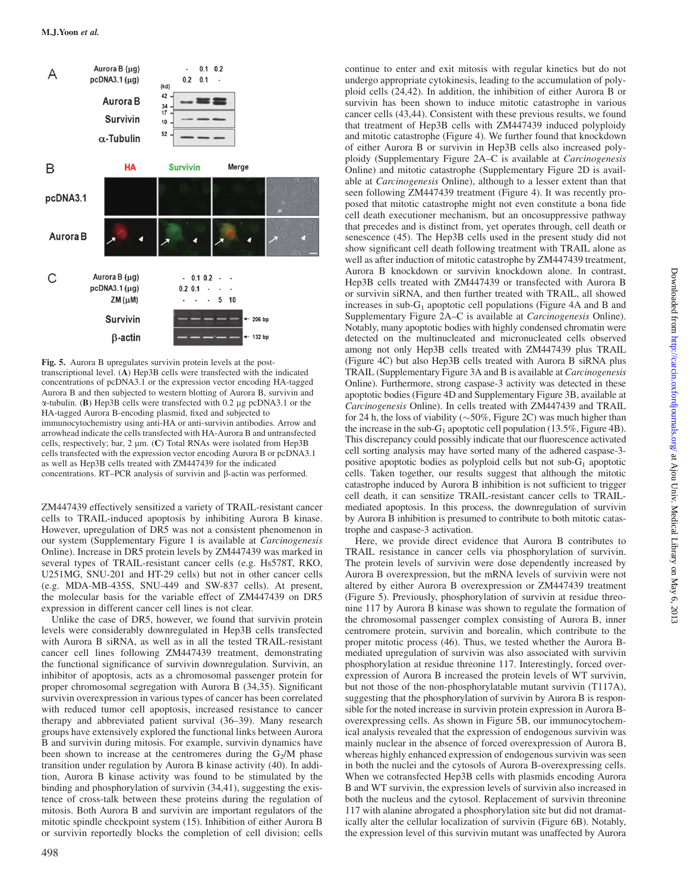Fig. 5. Aurora B upregulates survivin protein levels at the post-transcriptional level. (**A**) Hep3B cells were transfected with the indicated concentrations of pcDNA3.1 or the expression vector encoding HA-tagged Aurora B and then subjected to western blotting of Aurora B, survivin and α-tubulin. (**B**) Hep3B cells were transfected with 0.2 μg pcDNA3.1 or the HA-tagged Aurora B-encoding plasmid, fixed and subjected to immunocytochemistry using anti-HA or anti-survivin antibodies. Arrow and arrowhead indicate the cells transfected with HA-Aurora B and untransfected cells, respectively; bar, 2 μm. (**C**) Total RNAs were isolated from Hep3B cells transfected with the expression vector encoding Aurora B or pcDNA3.1 as well as Hep3B cells treated with ZM447439 for the indicated concentrations. RT–PCR analysis of survivin and β-actin was performed.

ZM447439 effectively sensitized a variety of TRAIL-resistant cancer cells to TRAIL-induced apoptosis by inhibiting Aurora B kinase. However, upregulation of DR5 was not a consistent phenomenon in our system (Supplementary Figure 1 is available at *Carcinogenesis* Online). Increase in DR5 protein levels by ZM447439 was marked in several types of TRAIL-resistant cancer cells (e.g. Hs578T, RKO, U251MG, SNU-201 and HT-29 cells) but not in other cancer cells (e.g. MDA-MB-435S, SNU-449 and SW-837 cells). At present, the molecular basis for the variable effect of ZM447439 on DR5 expression in different cancer cell lines is not clear.

Unlike the case of DR5, however, we found that survivin protein levels were considerably downregulated in Hep3B cells transfected with Aurora B siRNA, as well as in all the tested TRAIL-resistant cancer cell lines following ZM447439 treatment, demonstrating the functional significance of survivin downregulation. Survivin, an inhibitor of apoptosis, acts as a chromosomal passenger protein for proper chromosomal segregation with Aurora B (34,35). Significant survivin overexpression in various types of cancer has been correlated with reduced tumor cell apoptosis, increased resistance to cancer therapy and abbreviated patient survival (36–39). Many research groups have extensively explored the functional links between Aurora B and survivin during mitosis. For example, survivin dynamics have been shown to increase at the centromeres during the $G_2$/M phase transition under regulation by Aurora B kinase activity (40). In addition, Aurora B kinase activity was found to be stimulated by the binding and phosphorylation of survivin (34,41), suggesting the existence of cross-talk between these proteins during the regulation of mitosis. Both Aurora B and survivin are important regulators of the mitotic spindle checkpoint system (15). Inhibition of either Aurora B or survivin reportedly blocks the completion of cell division; cells continue to enter and exit mitosis with regular kinetics but do not undergo appropriate cytokinesis, leading to the accumulation of polyploid cells (24,42). In addition, the inhibition of either Aurora B or survivin has been shown to induce mitotic catastrophe in various cancer cells (43,44). Consistent with these previous results, we found that treatment of Hep3B cells with ZM447439 induced polyploidy and mitotic catastrophe (Figure 4). We further found that knockdown of either Aurora B or survivin in Hep3B cells also increased polyploidy (Supplementary Figure 2A–C is available at *Carcinogenesis* Online) and mitotic catastrophe (Supplementary Figure 2D is available at *Carcinogenesis* Online), although to a lesser extent than that seen following ZM447439 treatment (Figure 4). It was recently proposed that mitotic catastrophe might not even constitute a bona fide cell death executioner mechanism, but an oncosuppressive pathway that precedes and is distinct from, yet operates through, cell death or senescence (45). The Hep3B cells used in the present study did not show significant cell death following treatment with TRAIL alone as well as after induction of mitotic catastrophe by ZM447439 treatment, Aurora B knockdown or survivin knockdown alone. In contrast, Hep3B cells treated with ZM447439 or transfected with Aurora B or survivin siRNA, and then further treated with TRAIL, all showed increases in sub-$G_1$ apoptotic cell populations (Figure 4A and B and Supplementary Figure 2A–C is available at *Carcinogenesis* Online). Notably, many apoptotic bodies with highly condensed chromatin were detected on the multinucleated and micronucleated cells observed among not only Hep3B cells treated with ZM447439 plus TRAIL (Figure 4C) but also Hep3B cells treated with Aurora B siRNA plus TRAIL (Supplementary Figure 3A and B is available at *Carcinogenesis* Online). Furthermore, strong caspase-3 activity was detected in these apoptotic bodies (Figure 4D and Supplementary Figure 3B, available at *Carcinogenesis* Online). In cells treated with ZM447439 and TRAIL for 24 h, the loss of viability (~50%, Figure 2C) was much higher than the increase in the sub-$G_1$ apoptotic cell population (13.5%, Figure 4B). This discrepancy could possibly indicate that our fluorescence activated cell sorting analysis may have sorted many of the adhered caspase-3-positive apoptotic bodies as polyploid cells but not sub-$G_1$ apoptotic cells. Taken together, our results suggest that although the mitotic catastrophe induced by Aurora B inhibition is not sufficient to trigger cell death, it can sensitize TRAIL-resistant cancer cells to TRAIL-mediated apoptosis. In this process, the downregulation of survivin by Aurora B inhibition is presumed to contribute to both mitotic catastrophe and caspase-3 activation.

Here, we provide direct evidence that Aurora B contributes to TRAIL resistance in cancer cells via phosphorylation of survivin. The protein levels of survivin were dose dependently increased by Aurora B overexpression, but the mRNA levels of survivin were not altered by either Aurora B overexpression or ZM447439 treatment (Figure 5). Previously, phosphorylation of survivin at residue threonine 117 by Aurora B kinase was shown to regulate the formation of the chromosomal passenger complex consisting of Aurora B, inner centromere protein, survivin and borealin, which contribute to the proper mitotic process (46). Thus, we tested whether the Aurora B-mediated upregulation of survivin was also associated with survivin phosphorylation at residue threonine 117. Interestingly, forced overexpression of Aurora B increased the protein levels of WT survivin, but not those of the non-phosphorylatable mutant survivin (T117A), suggesting that the phosphorylation of survivin by Aurora B is responsible for the noted increase in survivin protein expression in Aurora B-overexpressing cells. As shown in Figure 5B, our immunocytochemical analysis revealed that the expression of endogenous survivin was mainly nuclear in the absence of forced overexpression of Aurora B, whereas highly enhanced expression of endogenous survivin was seen in both the nuclei and the cytosols of Aurora B-overexpressing cells. When we cotransfected Hep3B cells with plasmids encoding Aurora B and WT survivin, the expression levels of survivin also increased in both the nucleus and the cytosol. Replacement of survivin threonine 117 with alanine abrogated a phosphorylation site but did not dramatically alter the cellular localization of survivin (Figure 6B). Notably, the expression level of this survivin mutant was unaffected by Aurora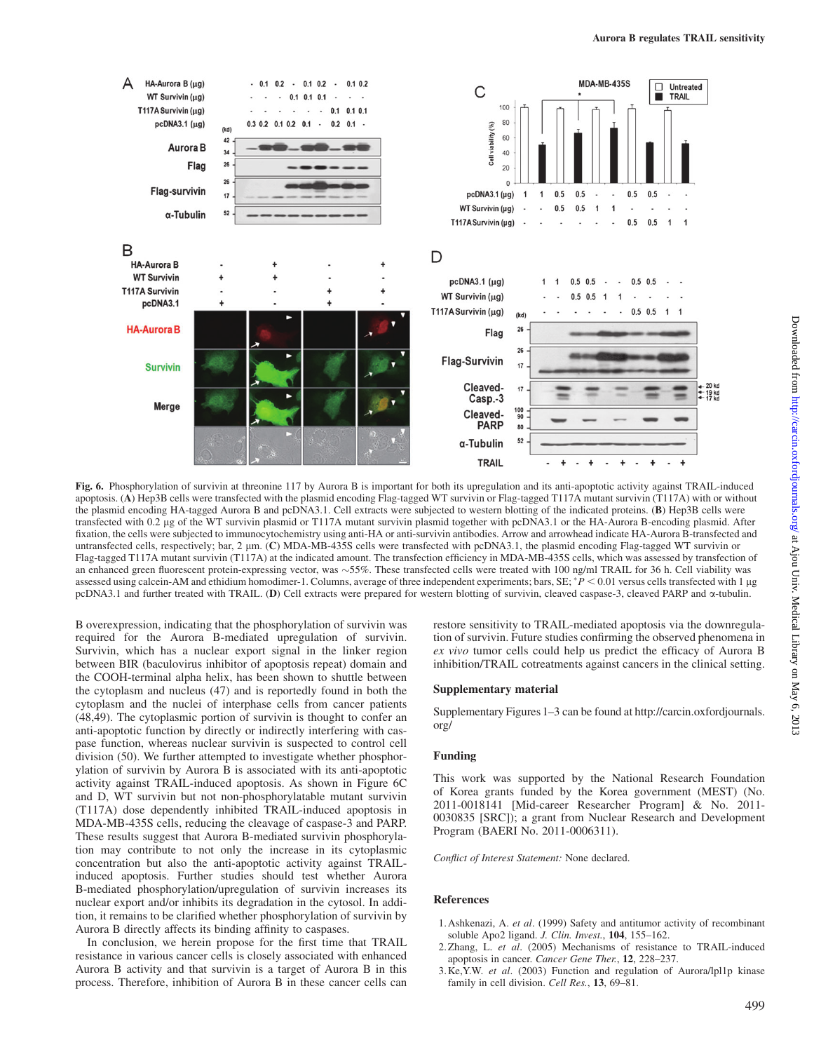**Fig. 6.** Phosphorylation of survivin at threonine 117 by Aurora B is important for both its upregulation and its anti-apoptotic activity against TRAIL-induced apoptosis. (**A**) Hep3B cells were transfected with the plasmid encoding Flag-tagged WT survivin or Flag-tagged T117A mutant survivin (T117A) with or without the plasmid encoding HA-tagged Aurora B and pcDNA3.1. Cell extracts were subjected to western blotting of the indicated proteins. (**B**) Hep3B cells were transfected with 0.2 μg of the WT survivin plasmid or T117A mutant survivin plasmid together with pcDNA3.1 or the HA-Aurora B-encoding plasmid. After fixation, the cells were subjected to immunocytochemistry using anti-HA or anti-survivin antibodies. Arrow and arrowhead indicate HA-Aurora B-transfected and untransfected cells, respectively; bar, 2 μm. (**C**) MDA-MB-435S cells were transfected with pcDNA3.1, the plasmid encoding Flag-tagged WT survivin or Flag-tagged T117A mutant survivin (T117A) at the indicated amount. The transfection efficiency in MDA-MB-435S cells, which was assessed by transfection of an enhanced green fluorescent protein-expressing vector, was ~55%. These transfected cells were treated with 100 ng/ml TRAIL for 36 h. Cell viability was assessed using calcein-AM and ethidium homodimer-1. Columns, average of three independent experiments; bars, SE; $^{*}P < 0.01$ versus cells transfected with 1 μg pcDNA3.1 and further treated with TRAIL. (**D**) Cell extracts were prepared for western blotting of survivin, cleaved caspase-3, cleaved PARP and α-tubulin.

B overexpression, indicating that the phosphorylation of survivin was required for the Aurora B-mediated upregulation of survivin. Survivin, which has a nuclear export signal in the linker region between BIR (baculovirus inhibitor of apoptosis repeat) domain and the COOH-terminal alpha helix, has been shown to shuttle between the cytoplasm and nucleus (47) and is reportedly found in both the cytoplasm and the nuclei of interphase cells from cancer patients (48,49). The cytoplasmic portion of survivin is thought to confer an anti-apoptotic function by directly or indirectly interfering with caspase function, whereas nuclear survivin is suspected to control cell division (50). We further attempted to investigate whether phosphorylation of survivin by Aurora B is associated with its anti-apoptotic activity against TRAIL-induced apoptosis. As shown in Figure 6C and D, WT survivin but not non-phosphorylatable mutant survivin (T117A) dose dependently inhibited TRAIL-induced apoptosis in MDA-MB-435S cells, reducing the cleavage of caspase-3 and PARP. These results suggest that Aurora B-mediated survivin phosphorylation may contribute to not only the increase in its cytoplasmic concentration but also the anti-apoptotic activity against TRAIL-induced apoptosis. Further studies should test whether Aurora B-mediated phosphorylation/upregulation of survivin increases its nuclear export and/or inhibits its degradation in the cytosol. In addition, it remains to be clarified whether phosphorylation of survivin by Aurora B directly affects its binding affinity to caspases.

In conclusion, we herein propose for the first time that TRAIL resistance in various cancer cells is closely associated with enhanced Aurora B activity and that survivin is a target of Aurora B in this process. Therefore, inhibition of Aurora B in these cancer cells can restore sensitivity to TRAIL-mediated apoptosis via the downregulation of survivin. Future studies confirming the observed phenomena in *ex vivo* tumor cells could help us predict the efficacy of Aurora B inhibition/TRAIL cotreatments against cancers in the clinical setting.

## Supplementary material

Supplementary Figures 1–3 can be found at http://carcin.oxfordjournals.org/

## Funding

This work was supported by the National Research Foundation of Korea grants funded by the Korea government (MEST) (No. 2011-0018141 [Mid-career Researcher Program] & No. 2011-0030835 [SRC]); a grant from Nuclear Research and Development Program (BAERI No. 2011-0006311).

*Conflict of Interest Statement:* None declared.

## References

1. Ashkenazi, A. *et al*. (1999) Safety and antitumor activity of recombinant soluble Apo2 ligand. *J. Clin. Invest.*, **104**, 155–162.
2. Zhang, L. *et al*. (2005) Mechanisms of resistance to TRAIL-induced apoptosis in cancer. *Cancer Gene Ther.*, **12**, 228–237.
3. Ke, Y.W. *et al*. (2003) Function and regulation of Aurora/Ipl1p kinase family in cell division. *Cell Res.*, **13**, 69–81.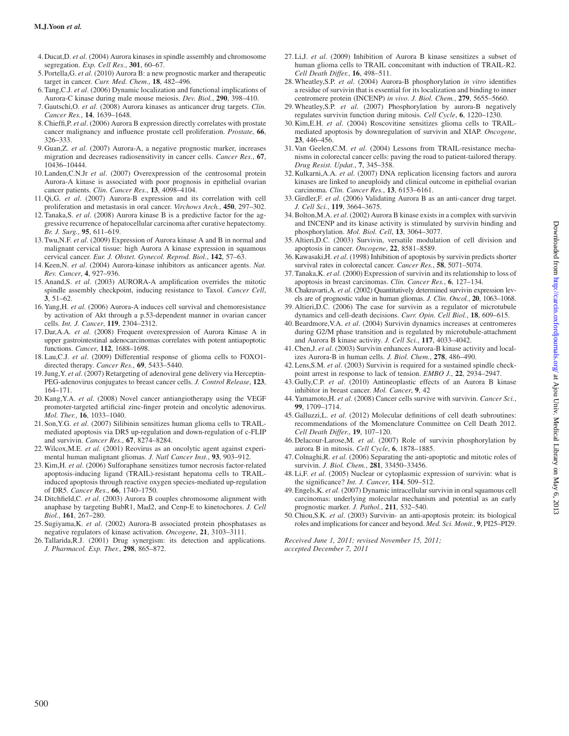4. Ducat,D. *et al*. (2004) Aurora kinases in spindle assembly and chromosome segregation. *Exp. Cell Res.*, **301**, 60–67.
5. Portella,G. *et al*. (2010) Aurora B: a new prognostic marker and therapeutic target in cancer. *Curr. Med. Chem.*, **18**, 482–496.
6. Tang,C.J. *et al*. (2006) Dynamic localization and functional implications of Aurora-C kinase during male mouse meiosis. *Dev. Biol.*, **290**, 398–410.
7. Gautschi,O. *et al*. (2008) Aurora kinases as anticancer drug targets. *Clin. Cancer Res.*, **14**, 1639–1648.
8. Chieffi,P. *et al*. (2006) Aurora B expression directly correlates with prostate cancer malignancy and influence prostate cell proliferation. *Prostate*, **66**, 326–333.
9. Guan,Z. *et al*. (2007) Aurora-A, a negative prognostic marker, increases migration and decreases radiosensitivity in cancer cells. *Cancer Res.*, **67**, 10436–10444.
10. Landen,C.N.Jr *et al*. (2007) Overexpression of the centrosomal protein Aurora-A kinase is associated with poor prognosis in epithelial ovarian cancer patients. *Clin. Cancer Res.*, **13**, 4098–4104.
11. Qi,G. *et al*. (2007) Aurora-B expression and its correlation with cell proliferation and metastasis in oral cancer. *Virchows Arch.*, **450**, 297–302.
12. Tanaka,S. *et al*. (2008) Aurora kinase B is a predictive factor for the aggressive recurrence of hepatocellular carcinoma after curative hepatectomy. *Br. J. Surg.*, **95**, 611–619.
13. Twu,N.F. *et al*. (2009) Expression of Aurora kinase A and B in normal and malignant cervical tissue: high Aurora A kinase expression in squamous cervical cancer. *Eur. J. Obstet. Gynecol. Reprod. Biol.*, **142**, 57–63.
14. Keen,N. *et al*. (2004) Aurora-kinase inhibitors as anticancer agents. *Nat. Rev. Cancer*, **4**, 927–936.
15. Anand,S. *et al*. (2003) AURORA-A amplification overrides the mitotic spindle assembly checkpoint, inducing resistance to Taxol. *Cancer Cell*, **3**, 51–62.
16. Yang,H. *et al*. (2006) Aurora-A induces cell survival and chemoresistance by activation of Akt through a p.53-dependent manner in ovarian cancer cells. *Int. J. Cancer*, **119**, 2304–2312.
17. Dar,A.A. *et al*. (2008) Frequent overexpression of Aurora Kinase A in upper gastrointestinal adenocarcinomas correlates with potent antiapoptotic functions. *Cancer*, **112**, 1688–1698.
18. Lau,C.J. *et al*. (2009) Differential response of glioma cells to FOXO1-directed therapy. *Cancer Res.*, **69**, 5433–5440.
19. Jung,Y. *et al*. (2007) Retargeting of adenoviral gene delivery via Herceptin-PEG-adenovirus conjugates to breast cancer cells. *J. Control Release*, **123**, 164–171.
20. Kang,Y.A. *et al*. (2008) Novel cancer antiangiotherapy using the VEGF promoter-targeted artificial zinc-finger protein and oncolytic adenovirus. *Mol. Ther.*, **16**, 1033–1040.
21. Son,Y.G. *et al*. (2007) Silibinin sensitizes human glioma cells to TRAIL-mediated apoptosis via DR5 up-regulation and down-regulation of c-FLIP and survivin. *Cancer Res.*, **67**, 8274–8284.
22. Wilcox,M.E. *et al*. (2001) Reovirus as an oncolytic agent against experimental human malignant gliomas. *J. Natl Cancer Inst.*, **93**, 903–912.
23. Kim,H. *et al*. (2006) Sulforaphane sensitizes tumor necrosis factor-related apoptosis-inducing ligand (TRAIL)-resistant hepatoma cells to TRAIL-induced apoptosis through reactive oxygen species-mediated up-regulation of DR5. *Cancer Res.*, **66**, 1740–1750.
24. Ditchfield,C. *et al*. (2003) Aurora B couples chromosome alignment with anaphase by targeting BubR1, Mad2, and Cenp-E to kinetochores. *J. Cell Biol.*, **161**, 267–280.
25. Sugiyama,K. *et al*. (2002) Aurora-B associated protein phosphatases as negative regulators of kinase activation. *Oncogene*, **21**, 3103–3111.
26. Tallarida,R.J. (2001) Drug synergism: its detection and applications. *J. Pharmacol. Exp. Ther.*, **298**, 865–872.
27. Li,J. *et al*. (2009) Inhibition of Aurora B kinase sensitizes a subset of human glioma cells to TRAIL concomitant with induction of TRAIL-R2. *Cell Death Differ.*, **16**, 498–511.
28. Wheatley,S.P. *et al*. (2004) Aurora-B phosphorylation *in vitro* identifies a residue of survivin that is essential for its localization and binding to inner centromere protein (INCENP) *in vivo*. *J. Biol. Chem.*, **279**, 5655–5660.
29. Wheatley,S.P. *et al.* (2007) Phosphorylation by aurora-B negatively regulates survivin function during mitosis. *Cell Cycle*, **6**, 1220–1230.
30. Kim,E.H. *et al*. (2004) Roscovitine sensitizes glioma cells to TRAIL-mediated apoptosis by downregulation of survivin and XIAP. *Oncogene*, **23**, 446–456.
31. Van Geelen,C.M. *et al*. (2004) Lessons from TRAIL-resistance mechanisms in colorectal cancer cells: paving the road to patient-tailored therapy. *Drug Resist. Updat.*, **7**, 345–358.
32. Kulkarni,A.A. *et al*. (2007) DNA replication licensing factors and aurora kinases are linked to aneuploidy and clinical outcome in epithelial ovarian carcinoma. *Clin. Cancer Res.*, **13**, 6153–6161.
33. Girdler,F. *et al*. (2006) Validating Aurora B as an anti-cancer drug target. *J. Cell Sci.*, **119**, 3664–3675.
34. Bolton,M.A. *et al*. (2002) Aurora B kinase exists in a complex with survivin and INCENP and its kinase activity is stimulated by survivin binding and phosphorylation. *Mol. Biol. Cell*, **13**, 3064–3077.
35. Altieri,D.C. (2003) Survivin, versatile modulation of cell division and apoptosis in cancer. *Oncogene*, **22**, 8581–8589.
36. Kawasaki,H. *et al*. (1998) Inhibition of apoptosis by survivin predicts shorter survival rates in colorectal cancer. *Cancer Res.*, **58**, 5071–5074.
37. Tanaka,K. *et al*. (2000) Expression of survivin and its relationship to loss of apoptosis in breast carcinomas. *Clin. Cancer Res.*, **6**, 127–134.
38. Chakravarti,A. *et al*. (2002) Quantitatively determined survivin expression levels are of prognostic value in human gliomas. *J. Clin. Oncol.*, **20**, 1063–1068.
39. Altieri,D.C. (2006) The case for survivin as a regulator of microtubule dynamics and cell-death decisions. *Curr. Opin. Cell Biol.*, **18**, 609–615.
40. Beardmore,V.A. *et al*. (2004) Survivin dynamics increases at centromeres during G2/M phase transition and is regulated by microtubule-attachment and Aurora B kinase activity. *J. Cell Sci.*, **117**, 4033–4042.
41. Chen,J. *et al*. (2003) Survivin enhances Aurora-B kinase activity and localizes Aurora-B in human cells. *J. Biol. Chem.*, **278**, 486–490.
42. Lens,S.M. *et al*. (2003) Survivin is required for a sustained spindle checkpoint arrest in response to lack of tension. *EMBO J.*, **22**, 2934–2947.
43. Gully,C.P. *et al*. (2010) Antineoplastic effects of an Aurora B kinase inhibitor in breast cancer. *Mol. Cancer*, **9**, 42
44. Yamamoto,H. *et al*. (2008) Cancer cells survive with survivin. *Cancer Sci.*, **99**, 1709–1714.
45. Galluzzi,L. *et al*. (2012) Molecular definitions of cell death subroutines: recommendations of the Momenclature Committee on Cell Death 2012. *Cell Death Differ.*, **19**, 107–120.
46. Delacour-Larose,M. *et al*. (2007) Role of survivin phosphorylation by aurora B in mitosis. *Cell Cycle*, **6**, 1878–1885.
47. Colnaghi,R. *et al*. (2006) Separating the anti-apoptotic and mitotic roles of survivin. *J. Biol. Chem.*, **281**, 33450–33456.
48. Li,F. *et al*. (2005) Nuclear or cytoplasmic expression of survivin: what is the significance? *Int. J. Cancer*, **114**, 509–512.
49. Engels,K. *et al*. (2007) Dynamic intracellular survivin in oral squamous cell carcinomas: underlying molecular mechanism and potential as an early prognostic marker. *J. Pathol.*, **211**, 532–540.
50. Chiou,S.K. *et al*. (2003) Survivin- an anti-apoptosis protein: its biological roles and implications for cancer and beyond. *Med. Sci. Monit.*, **9**, PI25–PI29.

*Received June 1, 2011; revised November 15, 2011; accepted December 7, 2011*